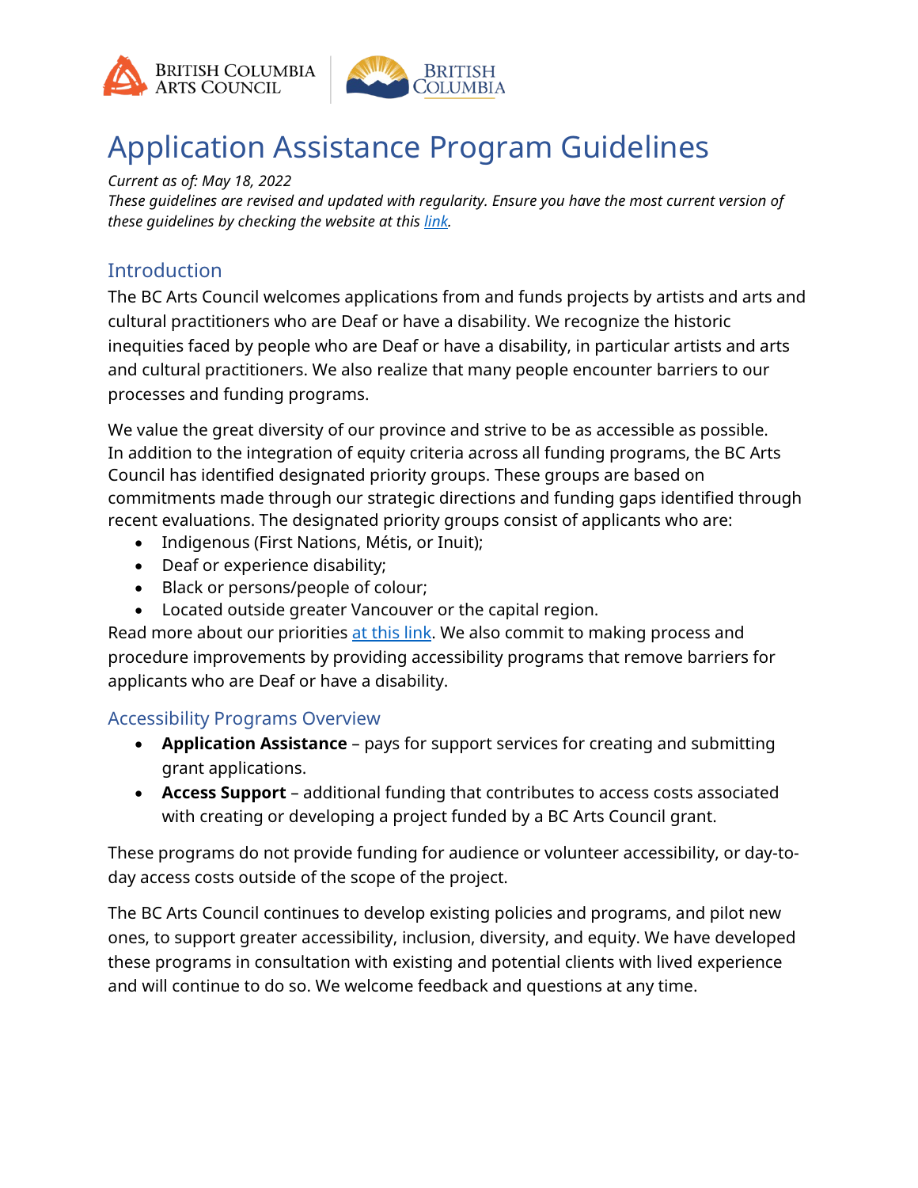# Application Assistance Program Guidelines

*Current as of: May 18, 2022*
*These guidelines are revised and updated with regularity. Ensure you have the most current version of these guidelines by checking the website at this link.*

## Introduction

The BC Arts Council welcomes applications from and funds projects by artists and arts and cultural practitioners who are Deaf or have a disability. We recognize the historic inequities faced by people who are Deaf or have a disability, in particular artists and arts and cultural practitioners. We also realize that many people encounter barriers to our processes and funding programs.

We value the great diversity of our province and strive to be as accessible as possible. In addition to the integration of equity criteria across all funding programs, the BC Arts Council has identified designated priority groups. These groups are based on commitments made through our strategic directions and funding gaps identified through recent evaluations. The designated priority groups consist of applicants who are:

- Indigenous (First Nations, Métis, or Inuit);
- Deaf or experience disability;
- Black or persons/people of colour;
- Located outside greater Vancouver or the capital region.

Read more about our priorities at this link. We also commit to making process and procedure improvements by providing accessibility programs that remove barriers for applicants who are Deaf or have a disability.

## Accessibility Programs Overview

- **Application Assistance** – pays for support services for creating and submitting grant applications.
- **Access Support** – additional funding that contributes to access costs associated with creating or developing a project funded by a BC Arts Council grant.

These programs do not provide funding for audience or volunteer accessibility, or day-to-day access costs outside of the scope of the project.

The BC Arts Council continues to develop existing policies and programs, and pilot new ones, to support greater accessibility, inclusion, diversity, and equity. We have developed these programs in consultation with existing and potential clients with lived experience and will continue to do so. We welcome feedback and questions at any time.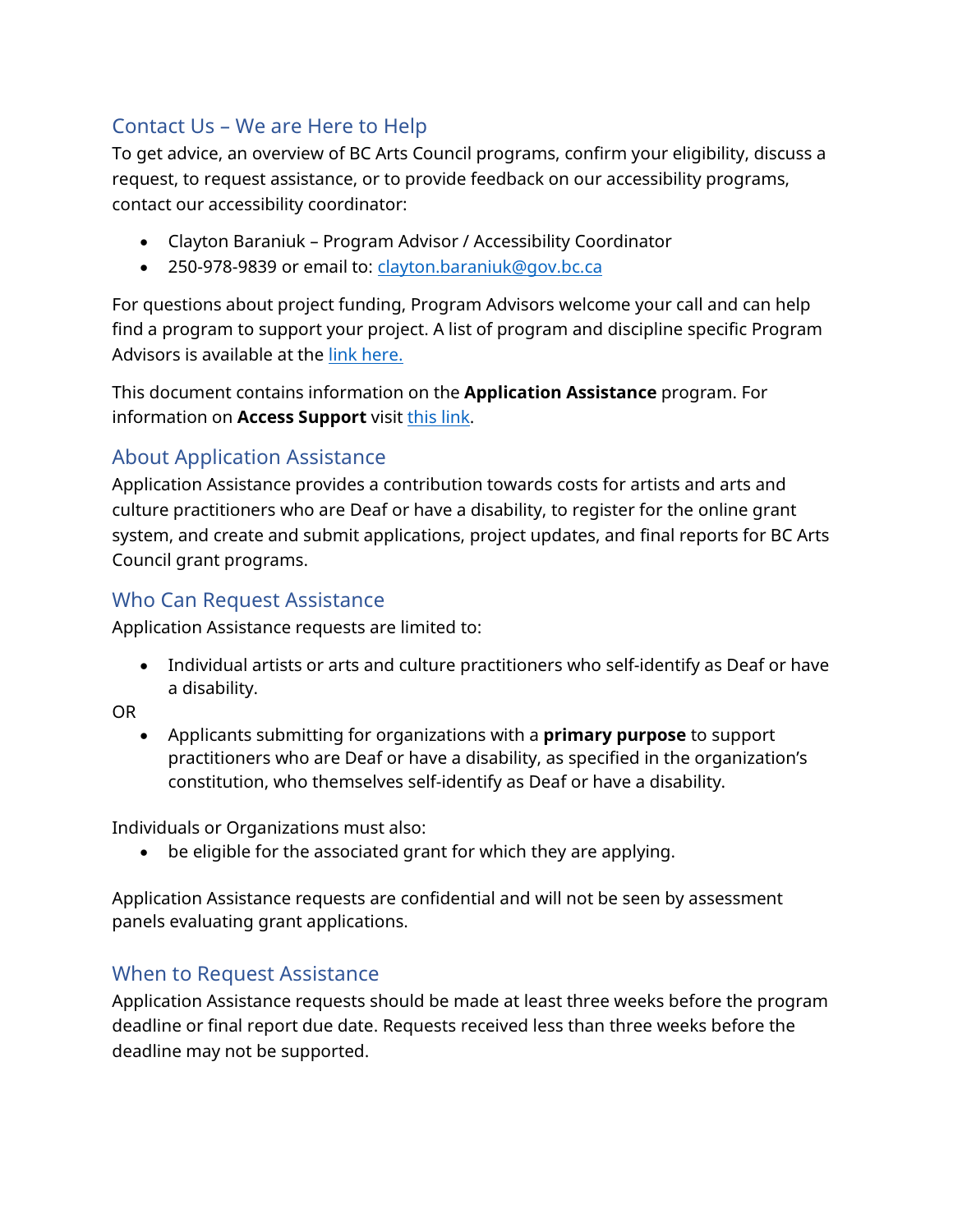## Contact Us – We are Here to Help

To get advice, an overview of BC Arts Council programs, confirm your eligibility, discuss a request, to request assistance, or to provide feedback on our accessibility programs, contact our accessibility coordinator:

- Clayton Baraniuk – Program Advisor / Accessibility Coordinator
- 250-978-9839 or email to: [clayton.baraniuk@gov.bc.ca](mailto:clayton.baraniuk@gov.bc.ca)

For questions about project funding, Program Advisors welcome your call and can help find a program to support your project. A list of program and discipline specific Program Advisors is available at the link here.

This document contains information on the **Application Assistance** program. For information on **Access Support** visit this link.

## About Application Assistance

Application Assistance provides a contribution towards costs for artists and arts and culture practitioners who are Deaf or have a disability, to register for the online grant system, and create and submit applications, project updates, and final reports for BC Arts Council grant programs.

## Who Can Request Assistance

Application Assistance requests are limited to:

- Individual artists or arts and culture practitioners who self-identify as Deaf or have a disability.

OR

- Applicants submitting for organizations with a **primary purpose** to support practitioners who are Deaf or have a disability, as specified in the organization's constitution, who themselves self-identify as Deaf or have a disability.

Individuals or Organizations must also:

- be eligible for the associated grant for which they are applying.

Application Assistance requests are confidential and will not be seen by assessment panels evaluating grant applications.

## When to Request Assistance

Application Assistance requests should be made at least three weeks before the program deadline or final report due date. Requests received less than three weeks before the deadline may not be supported.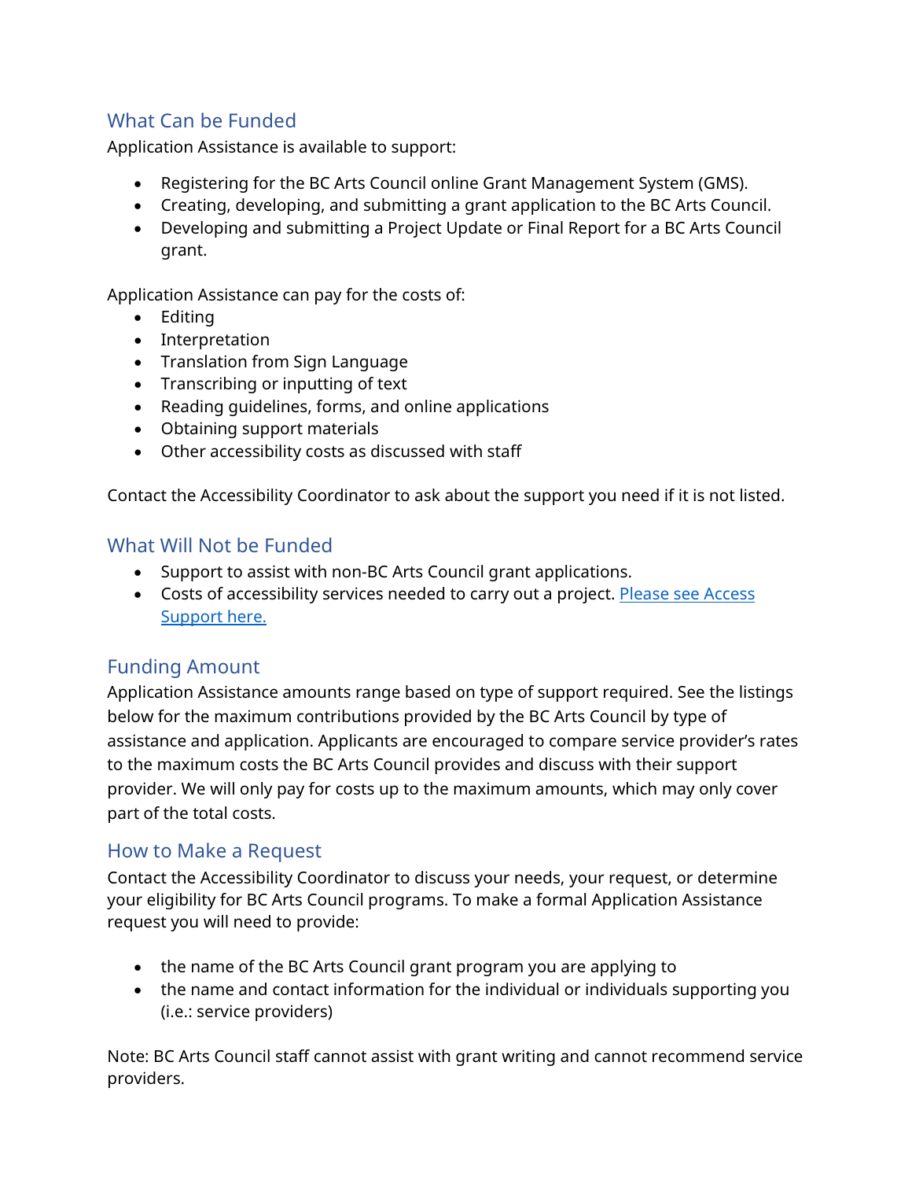## What Can be Funded

Application Assistance is available to support:

- Registering for the BC Arts Council online Grant Management System (GMS).
- Creating, developing, and submitting a grant application to the BC Arts Council.
- Developing and submitting a Project Update or Final Report for a BC Arts Council grant.

Application Assistance can pay for the costs of:

- Editing
- Interpretation
- Translation from Sign Language
- Transcribing or inputting of text
- Reading guidelines, forms, and online applications
- Obtaining support materials
- Other accessibility costs as discussed with staff

Contact the Accessibility Coordinator to ask about the support you need if it is not listed.

## What Will Not be Funded

- Support to assist with non-BC Arts Council grant applications.
- Costs of accessibility services needed to carry out a project. Please see Access Support here.

## Funding Amount

Application Assistance amounts range based on type of support required. See the listings below for the maximum contributions provided by the BC Arts Council by type of assistance and application. Applicants are encouraged to compare service provider's rates to the maximum costs the BC Arts Council provides and discuss with their support provider. We will only pay for costs up to the maximum amounts, which may only cover part of the total costs.

## How to Make a Request

Contact the Accessibility Coordinator to discuss your needs, your request, or determine your eligibility for BC Arts Council programs. To make a formal Application Assistance request you will need to provide:

- the name of the BC Arts Council grant program you are applying to
- the name and contact information for the individual or individuals supporting you (i.e.: service providers)

Note: BC Arts Council staff cannot assist with grant writing and cannot recommend service providers.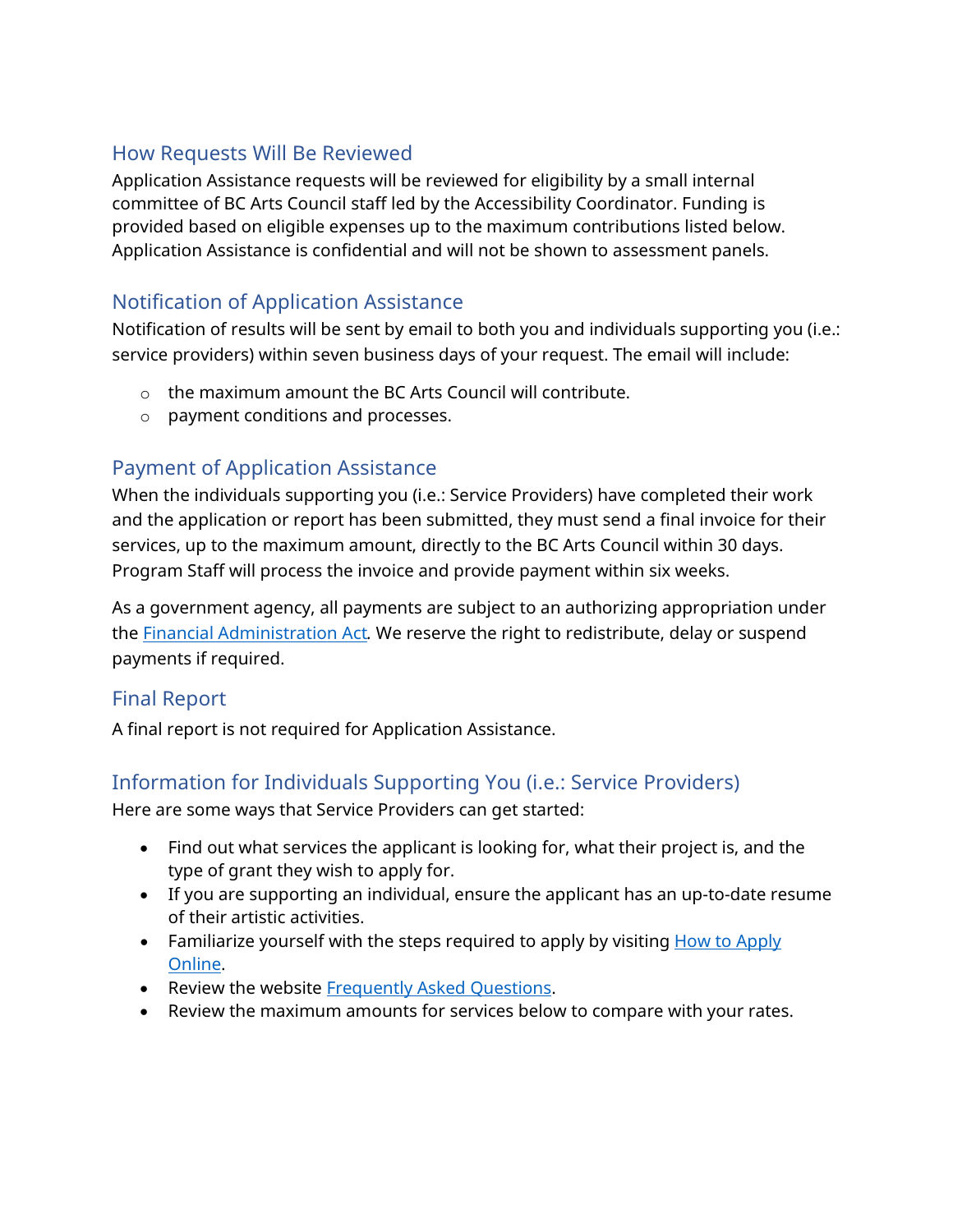## How Requests Will Be Reviewed

Application Assistance requests will be reviewed for eligibility by a small internal committee of BC Arts Council staff led by the Accessibility Coordinator. Funding is provided based on eligible expenses up to the maximum contributions listed below. Application Assistance is confidential and will not be shown to assessment panels.

## Notification of Application Assistance

Notification of results will be sent by email to both you and individuals supporting you (i.e.: service providers) within seven business days of your request. The email will include:

- the maximum amount the BC Arts Council will contribute.
- payment conditions and processes.

## Payment of Application Assistance

When the individuals supporting you (i.e.: Service Providers) have completed their work and the application or report has been submitted, they must send a final invoice for their services, up to the maximum amount, directly to the BC Arts Council within 30 days. Program Staff will process the invoice and provide payment within six weeks.

As a government agency, all payments are subject to an authorizing appropriation under the [Financial Administration Act](). We reserve the right to redistribute, delay or suspend payments if required.

## Final Report

A final report is not required for Application Assistance.

## Information for Individuals Supporting You (i.e.: Service Providers)

Here are some ways that Service Providers can get started:

- Find out what services the applicant is looking for, what their project is, and the type of grant they wish to apply for.
- If you are supporting an individual, ensure the applicant has an up-to-date resume of their artistic activities.
- Familiarize yourself with the steps required to apply by visiting [How to Apply Online]().
- Review the website [Frequently Asked Questions]().
- Review the maximum amounts for services below to compare with your rates.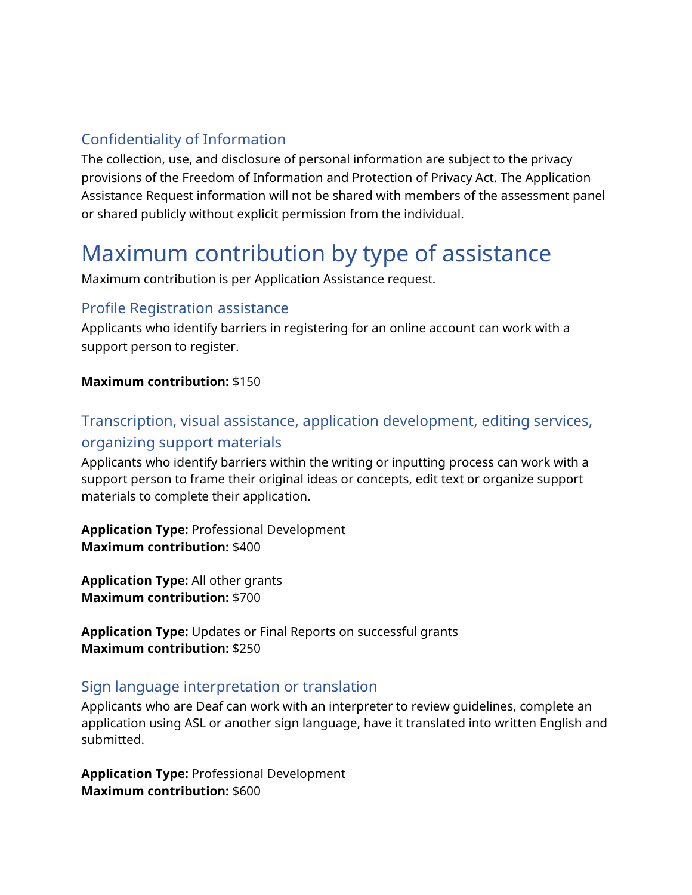### Confidentiality of Information

The collection, use, and disclosure of personal information are subject to the privacy provisions of the Freedom of Information and Protection of Privacy Act. The Application Assistance Request information will not be shared with members of the assessment panel or shared publicly without explicit permission from the individual.

## Maximum contribution by type of assistance

Maximum contribution is per Application Assistance request.

### Profile Registration assistance

Applicants who identify barriers in registering for an online account can work with a support person to register.

**Maximum contribution:** $150

### Transcription, visual assistance, application development, editing services, organizing support materials

Applicants who identify barriers within the writing or inputting process can work with a support person to frame their original ideas or concepts, edit text or organize support materials to complete their application.

**Application Type:** Professional Development
**Maximum contribution:** $400

**Application Type:** All other grants
**Maximum contribution:** $700

**Application Type:** Updates or Final Reports on successful grants
**Maximum contribution:** $250

### Sign language interpretation or translation

Applicants who are Deaf can work with an interpreter to review guidelines, complete an application using ASL or another sign language, have it translated into written English and submitted.

**Application Type:** Professional Development
**Maximum contribution:** $600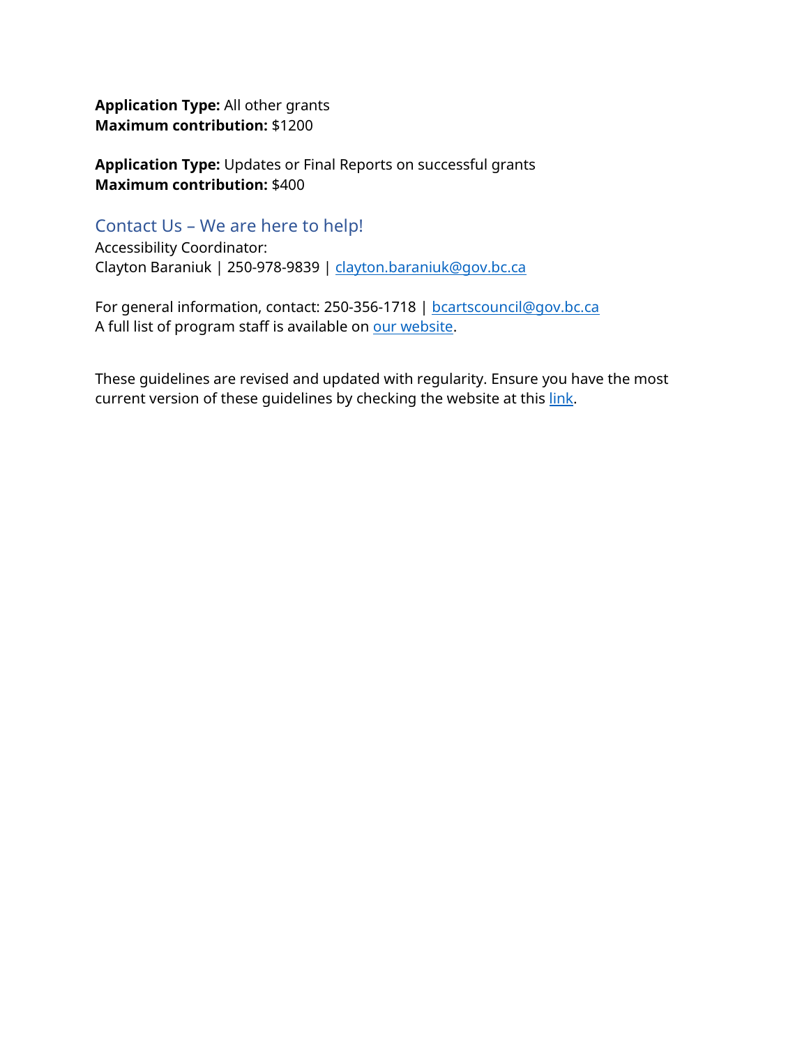**Application Type:** All other grants
**Maximum contribution:** $1200

**Application Type:** Updates or Final Reports on successful grants
**Maximum contribution:** $400

## Contact Us – We are here to help!

Accessibility Coordinator:
Clayton Baraniuk | 250-978-9839 | clayton.baraniuk@gov.bc.ca

For general information, contact: 250-356-1718 | bcartscouncil@gov.bc.ca
A full list of program staff is available on our website.

These guidelines are revised and updated with regularity. Ensure you have the most current version of these guidelines by checking the website at this link.